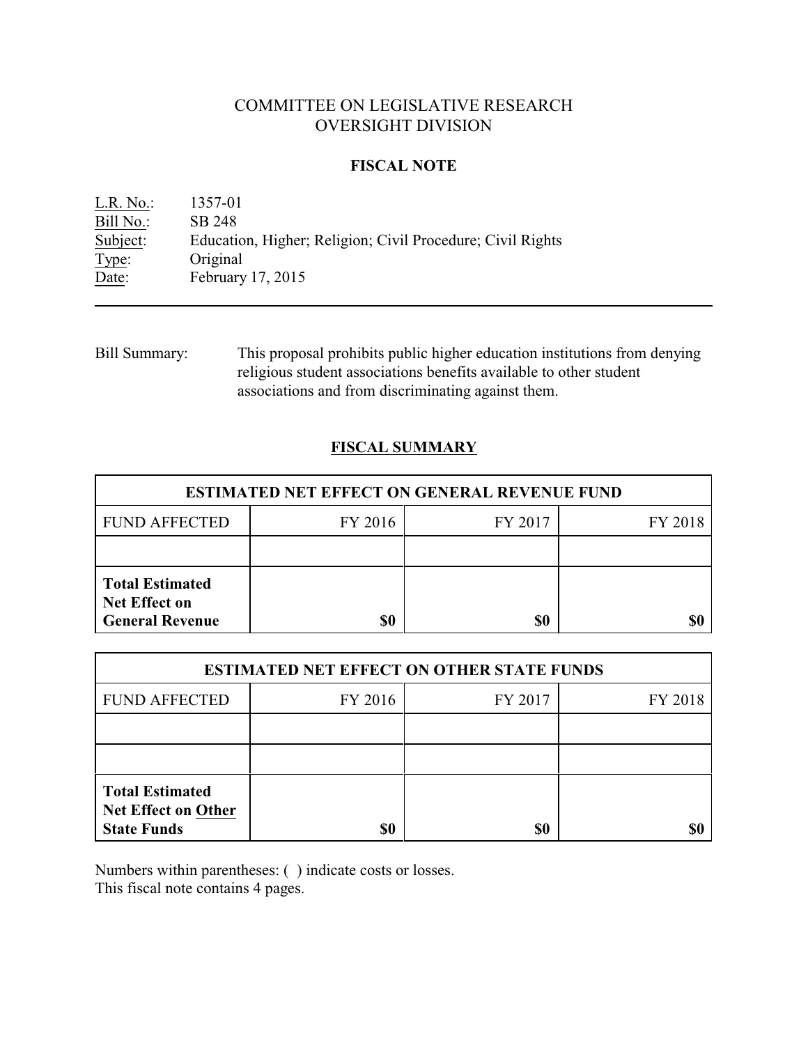# COMMITTEE ON LEGISLATIVE RESEARCH
# OVERSIGHT DIVISION

## FISCAL NOTE

L.R. No.: 1357-01
Bill No.: SB 248
Subject: Education, Higher; Religion; Civil Procedure; Civil Rights
Type: Original
Date: February 17, 2015

---

Bill Summary: This proposal prohibits public higher education institutions from denying religious student associations benefits available to other student associations and from discriminating against them.

## FISCAL SUMMARY

| ESTIMATED NET EFFECT ON GENERAL REVENUE FUND | | | |
|---|---|---|---|
| FUND AFFECTED | FY 2016 | FY 2017 | FY 2018 |
| | | | |
| **Total Estimated Net Effect on General Revenue** | **$0** | **$0** | **$0** |

| ESTIMATED NET EFFECT ON OTHER STATE FUNDS | | | |
|---|---|---|---|
| FUND AFFECTED | FY 2016 | FY 2017 | FY 2018 |
| | | | |
| | | | |
| **Total Estimated Net Effect on Other State Funds** | **$0** | **$0** | **$0** |

Numbers within parentheses: ( ) indicate costs or losses.
This fiscal note contains 4 pages.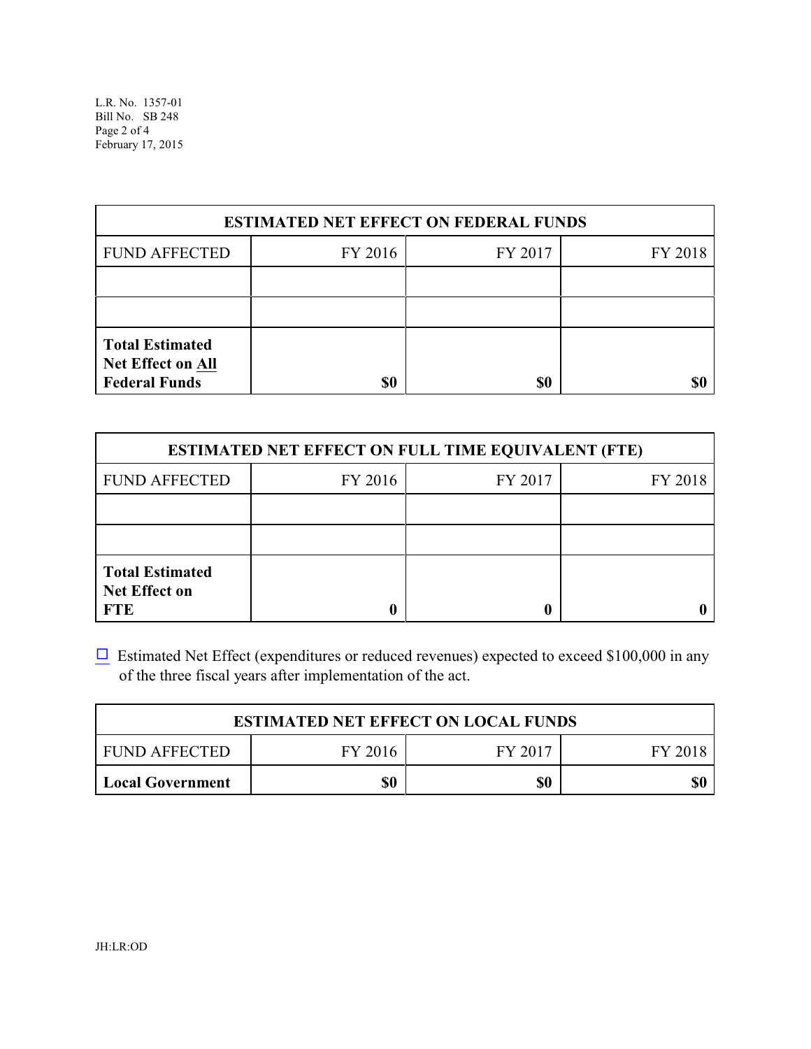| ESTIMATED NET EFFECT ON FEDERAL FUNDS | | | |
|---|---|---|---|
| FUND AFFECTED | FY 2016 | FY 2017 | FY 2018 |
| | | | |
| | | | |
| **Total Estimated Net Effect on All Federal Funds** | **$0** | **$0** | **$0** |

| ESTIMATED NET EFFECT ON FULL TIME EQUIVALENT (FTE) | | | |
|---|---|---|---|
| FUND AFFECTED | FY 2016 | FY 2017 | FY 2018 |
| | | | |
| | | | |
| **Total Estimated Net Effect on FTE** | **0** | **0** | **0** |

☐ Estimated Net Effect (expenditures or reduced revenues) expected to exceed $100,000 in any of the three fiscal years after implementation of the act.

| ESTIMATED NET EFFECT ON LOCAL FUNDS | | | |
|---|---|---|---|
| FUND AFFECTED | FY 2016 | FY 2017 | FY 2018 |
| **Local Government** | **$0** | **$0** | **$0** |

JH:LR:OD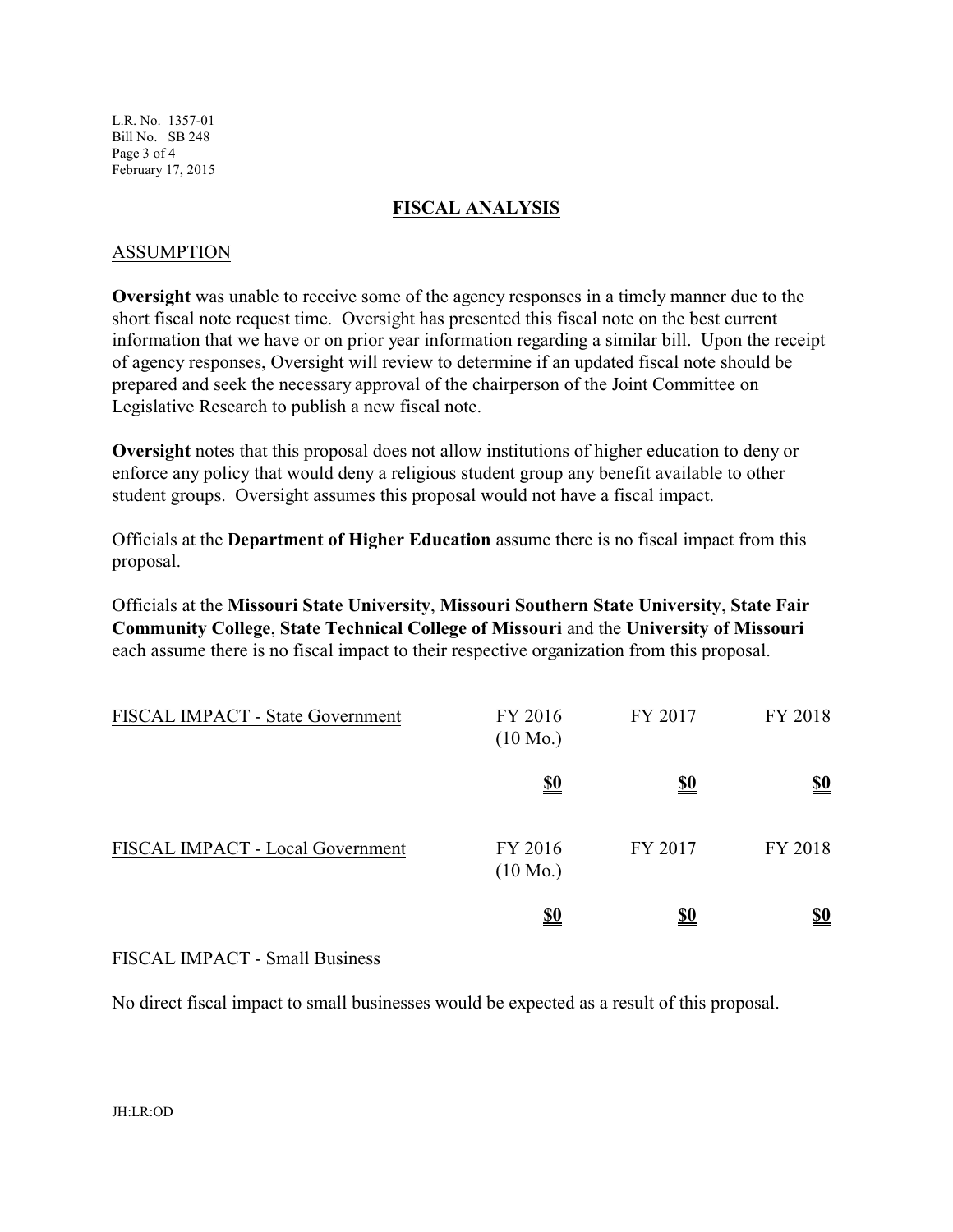## FISCAL ANALYSIS

### ASSUMPTION

**Oversight** was unable to receive some of the agency responses in a timely manner due to the short fiscal note request time. Oversight has presented this fiscal note on the best current information that we have or on prior year information regarding a similar bill. Upon the receipt of agency responses, Oversight will review to determine if an updated fiscal note should be prepared and seek the necessary approval of the chairperson of the Joint Committee on Legislative Research to publish a new fiscal note.

**Oversight** notes that this proposal does not allow institutions of higher education to deny or enforce any policy that would deny a religious student group any benefit available to other student groups. Oversight assumes this proposal would not have a fiscal impact.

Officials at the **Department of Higher Education** assume there is no fiscal impact from this proposal.

Officials at the **Missouri State University**, **Missouri Southern State University**, **State Fair Community College**, **State Technical College of Missouri** and the **University of Missouri** each assume there is no fiscal impact to their respective organization from this proposal.

| FISCAL IMPACT - State Government | FY 2016 (10 Mo.) | FY 2017 | FY 2018 |
|---|---|---|---|
| | **$0** | **$0** | **$0** |

| FISCAL IMPACT - Local Government | FY 2016 (10 Mo.) | FY 2017 | FY 2018 |
|---|---|---|---|
| | **$0** | **$0** | **$0** |

### FISCAL IMPACT - Small Business

No direct fiscal impact to small businesses would be expected as a result of this proposal.

JH:LR:OD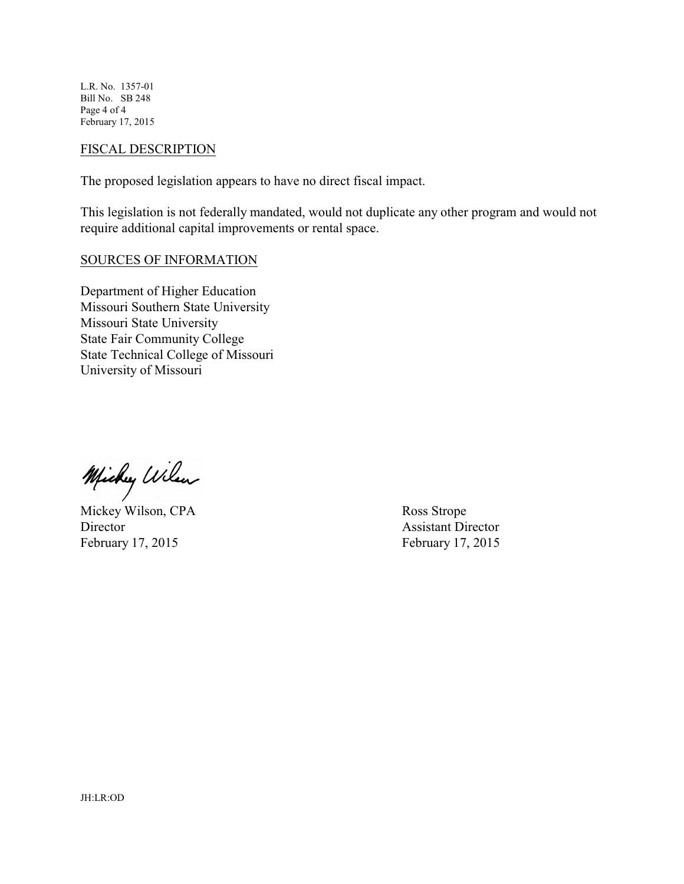## FISCAL DESCRIPTION

The proposed legislation appears to have no direct fiscal impact.

This legislation is not federally mandated, would not duplicate any other program and would not require additional capital improvements or rental space.

## SOURCES OF INFORMATION

Department of Higher Education
Missouri Southern State University
Missouri State University
State Fair Community College
State Technical College of Missouri
University of Missouri

Mickey Wilson, CPA
Director
February 17, 2015

Ross Strope
Assistant Director
February 17, 2015

JH:LR:OD